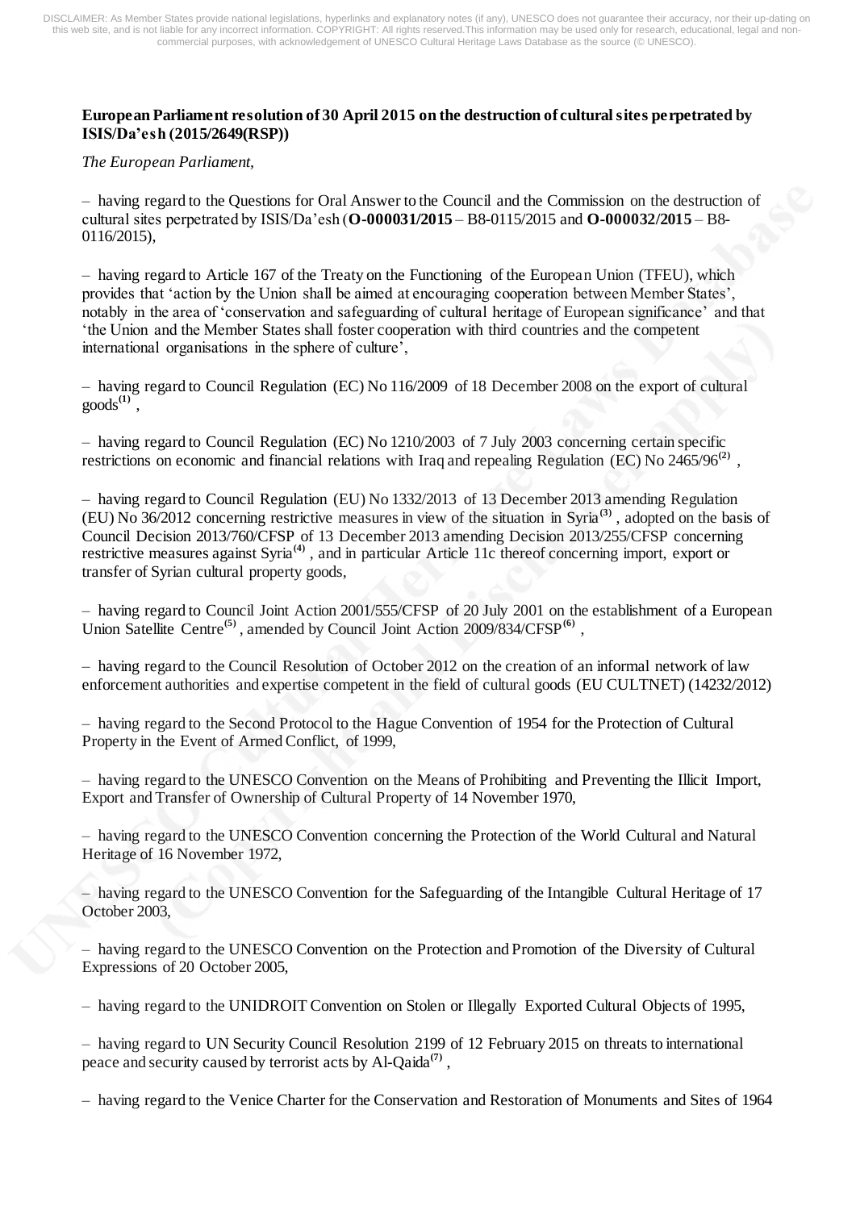**European Parliament resolution of 30 April 2015 on the destruction of cultural sites perpetrated by ISIS/Da'esh (2015/2649(RSP))**

*The European Parliament,*

– having regard to the Questions for Oral Answer to the Council and the Commission on the destruction of cultural sites perpetrated by ISIS/Da'esh (**O-000031/2015** – B8-0115/2015 and **O-000032/2015** – B8-0116/2015),

– having regard to Article 167 of the Treaty on the Functioning of the European Union (TFEU), which provides that 'action by the Union shall be aimed at encouraging cooperation between Member States', notably in the area of 'conservation and safeguarding of cultural heritage of European significance' and that 'the Union and the Member States shall foster cooperation with third countries and the competent international organisations in the sphere of culture',

– having regard to Council Regulation (EC) No 116/2009 of 18 December 2008 on the export of cultural goods[(1)],

– having regard to Council Regulation (EC) No 1210/2003 of 7 July 2003 concerning certain specific restrictions on economic and financial relations with Iraq and repealing Regulation (EC) No 2465/96[(2)],

– having regard to Council Regulation (EU) No 1332/2013 of 13 December 2013 amending Regulation (EU) No 36/2012 concerning restrictive measures in view of the situation in Syria[(3)], adopted on the basis of Council Decision 2013/760/CFSP of 13 December 2013 amending Decision 2013/255/CFSP concerning restrictive measures against Syria[(4)], and in particular Article 11c thereof concerning import, export or transfer of Syrian cultural property goods,

– having regard to Council Joint Action 2001/555/CFSP of 20 July 2001 on the establishment of a European Union Satellite Centre[(5)], amended by Council Joint Action 2009/834/CFSP[(6)],

– having regard to the Council Resolution of October 2012 on the creation of an informal network of law enforcement authorities and expertise competent in the field of cultural goods (EU CULTNET) (14232/2012)

– having regard to the Second Protocol to the Hague Convention of 1954 for the Protection of Cultural Property in the Event of Armed Conflict, of 1999,

– having regard to the UNESCO Convention on the Means of Prohibiting and Preventing the Illicit Import, Export and Transfer of Ownership of Cultural Property of 14 November 1970,

– having regard to the UNESCO Convention concerning the Protection of the World Cultural and Natural Heritage of 16 November 1972,

– having regard to the UNESCO Convention for the Safeguarding of the Intangible Cultural Heritage of 17 October 2003,

– having regard to the UNESCO Convention on the Protection and Promotion of the Diversity of Cultural Expressions of 20 October 2005,

– having regard to the UNIDROIT Convention on Stolen or Illegally Exported Cultural Objects of 1995,

– having regard to UN Security Council Resolution 2199 of 12 February 2015 on threats to international peace and security caused by terrorist acts by Al-Qaida[(7)],

– having regard to the Venice Charter for the Conservation and Restoration of Monuments and Sites of 1964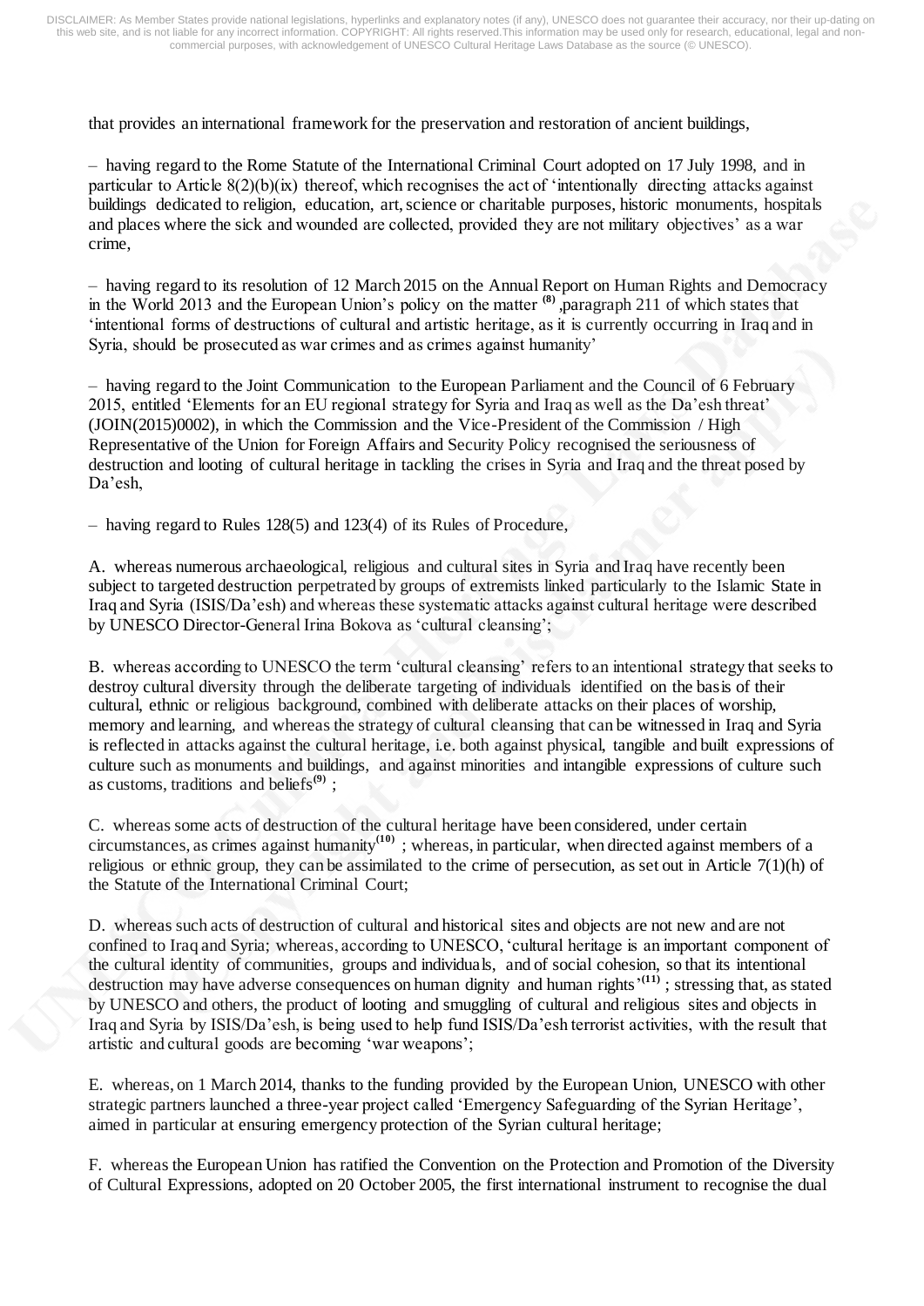that provides an international framework for the preservation and restoration of ancient buildings,

– having regard to the Rome Statute of the International Criminal Court adopted on 17 July 1998, and in particular to Article 8(2)(b)(ix) thereof, which recognises the act of 'intentionally directing attacks against buildings dedicated to religion, education, art, science or charitable purposes, historic monuments, hospitals and places where the sick and wounded are collected, provided they are not military objectives' as a war crime,

– having regard to its resolution of 12 March 2015 on the Annual Report on Human Rights and Democracy in the World 2013 and the European Union's policy on the matter [(8)] ,paragraph 211 of which states that 'intentional forms of destructions of cultural and artistic heritage, as it is currently occurring in Iraq and in Syria, should be prosecuted as war crimes and as crimes against humanity'

– having regard to the Joint Communication to the European Parliament and the Council of 6 February 2015, entitled 'Elements for an EU regional strategy for Syria and Iraq as well as the Da'esh threat' (JOIN(2015)0002), in which the Commission and the Vice-President of the Commission / High Representative of the Union for Foreign Affairs and Security Policy recognised the seriousness of destruction and looting of cultural heritage in tackling the crises in Syria and Iraq and the threat posed by Da'esh,

– having regard to Rules 128(5) and 123(4) of its Rules of Procedure,

A. whereas numerous archaeological, religious and cultural sites in Syria and Iraq have recently been subject to targeted destruction perpetrated by groups of extremists linked particularly to the Islamic State in Iraq and Syria (ISIS/Da'esh) and whereas these systematic attacks against cultural heritage were described by UNESCO Director-General Irina Bokova as 'cultural cleansing';

B. whereas according to UNESCO the term 'cultural cleansing' refers to an intentional strategy that seeks to destroy cultural diversity through the deliberate targeting of individuals identified on the basis of their cultural, ethnic or religious background, combined with deliberate attacks on their places of worship, memory and learning, and whereas the strategy of cultural cleansing that can be witnessed in Iraq and Syria is reflected in attacks against the cultural heritage, i.e. both against physical, tangible and built expressions of culture such as monuments and buildings, and against minorities and intangible expressions of culture such as customs, traditions and beliefs[(9)] ;

C. whereas some acts of destruction of the cultural heritage have been considered, under certain circumstances, as crimes against humanity[(10)] ; whereas, in particular, when directed against members of a religious or ethnic group, they can be assimilated to the crime of persecution, as set out in Article 7(1)(h) of the Statute of the International Criminal Court;

D. whereas such acts of destruction of cultural and historical sites and objects are not new and are not confined to Iraq and Syria; whereas, according to UNESCO, 'cultural heritage is an important component of the cultural identity of communities, groups and individuals, and of social cohesion, so that its intentional destruction may have adverse consequences on human dignity and human rights'[(11)] ; stressing that, as stated by UNESCO and others, the product of looting and smuggling of cultural and religious sites and objects in Iraq and Syria by ISIS/Da'esh, is being used to help fund ISIS/Da'esh terrorist activities, with the result that artistic and cultural goods are becoming 'war weapons';

E. whereas, on 1 March 2014, thanks to the funding provided by the European Union, UNESCO with other strategic partners launched a three-year project called 'Emergency Safeguarding of the Syrian Heritage', aimed in particular at ensuring emergency protection of the Syrian cultural heritage;

F. whereas the European Union has ratified the Convention on the Protection and Promotion of the Diversity of Cultural Expressions, adopted on 20 October 2005, the first international instrument to recognise the dual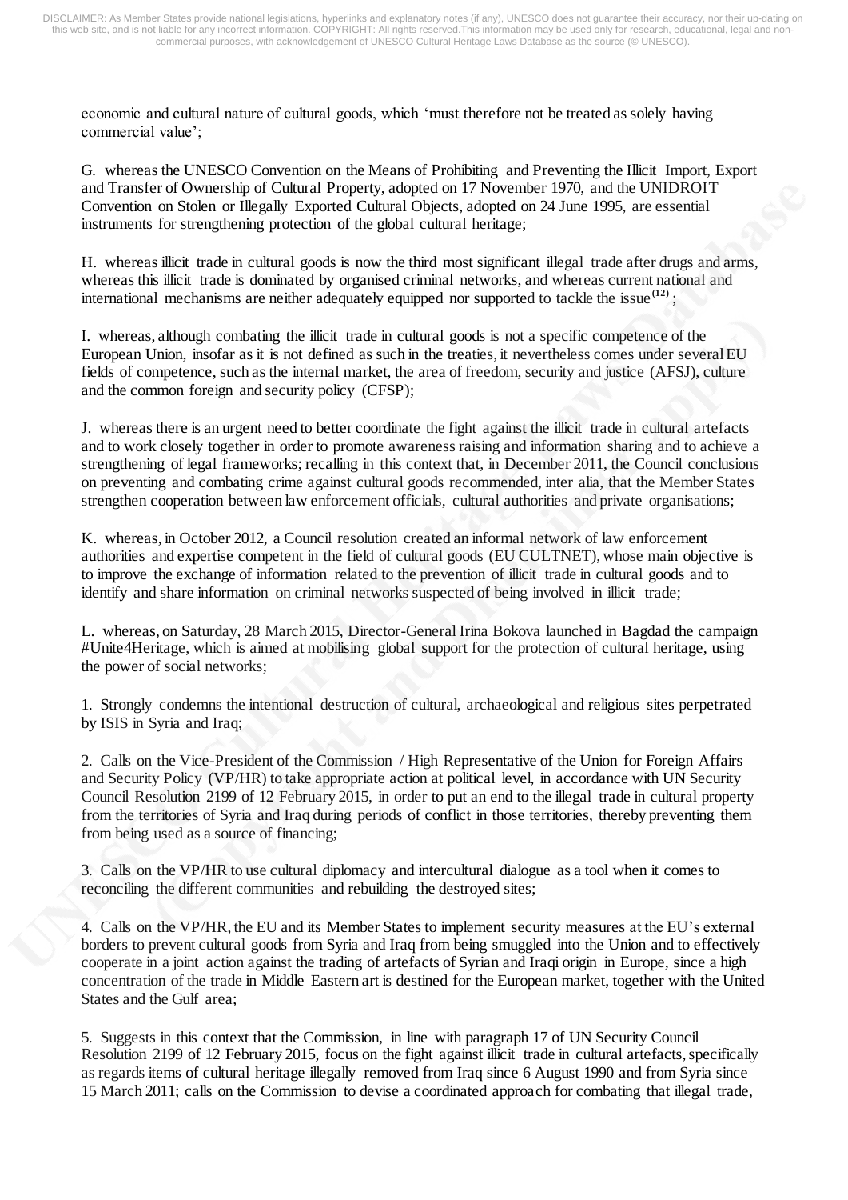economic and cultural nature of cultural goods, which 'must therefore not be treated as solely having commercial value';

G. whereas the UNESCO Convention on the Means of Prohibiting and Preventing the Illicit Import, Export and Transfer of Ownership of Cultural Property, adopted on 17 November 1970, and the UNIDROIT Convention on Stolen or Illegally Exported Cultural Objects, adopted on 24 June 1995, are essential instruments for strengthening protection of the global cultural heritage;

H. whereas illicit trade in cultural goods is now the third most significant illegal trade after drugs and arms, whereas this illicit trade is dominated by organised criminal networks, and whereas current national and international mechanisms are neither adequately equipped nor supported to tackle the issue[(12)];

I. whereas, although combating the illicit trade in cultural goods is not a specific competence of the European Union, insofar as it is not defined as such in the treaties, it nevertheless comes under several EU fields of competence, such as the internal market, the area of freedom, security and justice (AFSJ), culture and the common foreign and security policy (CFSP);

J. whereas there is an urgent need to better coordinate the fight against the illicit trade in cultural artefacts and to work closely together in order to promote awareness raising and information sharing and to achieve a strengthening of legal frameworks; recalling in this context that, in December 2011, the Council conclusions on preventing and combating crime against cultural goods recommended, inter alia, that the Member States strengthen cooperation between law enforcement officials, cultural authorities and private organisations;

K. whereas, in October 2012, a Council resolution created an informal network of law enforcement authorities and expertise competent in the field of cultural goods (EU CULTNET), whose main objective is to improve the exchange of information related to the prevention of illicit trade in cultural goods and to identify and share information on criminal networks suspected of being involved in illicit trade;

L. whereas, on Saturday, 28 March 2015, Director-General Irina Bokova launched in Bagdad the campaign #Unite4Heritage, which is aimed at mobilising global support for the protection of cultural heritage, using the power of social networks;

1. Strongly condemns the intentional destruction of cultural, archaeological and religious sites perpetrated by ISIS in Syria and Iraq;

2. Calls on the Vice-President of the Commission / High Representative of the Union for Foreign Affairs and Security Policy (VP/HR) to take appropriate action at political level, in accordance with UN Security Council Resolution 2199 of 12 February 2015, in order to put an end to the illegal trade in cultural property from the territories of Syria and Iraq during periods of conflict in those territories, thereby preventing them from being used as a source of financing;

3. Calls on the VP/HR to use cultural diplomacy and intercultural dialogue as a tool when it comes to reconciling the different communities and rebuilding the destroyed sites;

4. Calls on the VP/HR, the EU and its Member States to implement security measures at the EU's external borders to prevent cultural goods from Syria and Iraq from being smuggled into the Union and to effectively cooperate in a joint action against the trading of artefacts of Syrian and Iraqi origin in Europe, since a high concentration of the trade in Middle Eastern art is destined for the European market, together with the United States and the Gulf area;

5. Suggests in this context that the Commission, in line with paragraph 17 of UN Security Council Resolution 2199 of 12 February 2015, focus on the fight against illicit trade in cultural artefacts, specifically as regards items of cultural heritage illegally removed from Iraq since 6 August 1990 and from Syria since 15 March 2011; calls on the Commission to devise a coordinated approach for combating that illegal trade,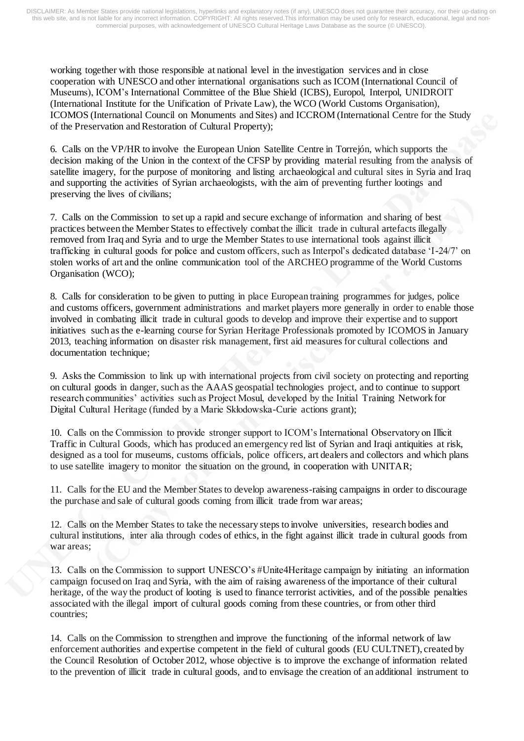working together with those responsible at national level in the investigation services and in close cooperation with UNESCO and other international organisations such as ICOM (International Council of Museums), ICOM's International Committee of the Blue Shield (ICBS), Europol, Interpol, UNIDROIT (International Institute for the Unification of Private Law), the WCO (World Customs Organisation), ICOMOS (International Council on Monuments and Sites) and ICCROM (International Centre for the Study of the Preservation and Restoration of Cultural Property);

6. Calls on the VP/HR to involve the European Union Satellite Centre in Torrejón, which supports the decision making of the Union in the context of the CFSP by providing material resulting from the analysis of satellite imagery, for the purpose of monitoring and listing archaeological and cultural sites in Syria and Iraq and supporting the activities of Syrian archaeologists, with the aim of preventing further lootings and preserving the lives of civilians;

7. Calls on the Commission to set up a rapid and secure exchange of information and sharing of best practices between the Member States to effectively combat the illicit trade in cultural artefacts illegally removed from Iraq and Syria and to urge the Member States to use international tools against illicit trafficking in cultural goods for police and custom officers, such as Interpol's dedicated database 'I-24/7' on stolen works of art and the online communication tool of the ARCHEO programme of the World Customs Organisation (WCO);

8. Calls for consideration to be given to putting in place European training programmes for judges, police and customs officers, government administrations and market players more generally in order to enable those involved in combating illicit trade in cultural goods to develop and improve their expertise and to support initiatives such as the e-learning course for Syrian Heritage Professionals promoted by ICOMOS in January 2013, teaching information on disaster risk management, first aid measures for cultural collections and documentation technique;

9. Asks the Commission to link up with international projects from civil society on protecting and reporting on cultural goods in danger, such as the AAAS geospatial technologies project, and to continue to support research communities' activities such as Project Mosul, developed by the Initial Training Network for Digital Cultural Heritage (funded by a Marie Skłodowska-Curie actions grant);

10. Calls on the Commission to provide stronger support to ICOM's International Observatory on Illicit Traffic in Cultural Goods, which has produced an emergency red list of Syrian and Iraqi antiquities at risk, designed as a tool for museums, customs officials, police officers, art dealers and collectors and which plans to use satellite imagery to monitor the situation on the ground, in cooperation with UNITAR;

11. Calls for the EU and the Member States to develop awareness-raising campaigns in order to discourage the purchase and sale of cultural goods coming from illicit trade from war areas;

12. Calls on the Member States to take the necessary steps to involve universities, research bodies and cultural institutions, inter alia through codes of ethics, in the fight against illicit trade in cultural goods from war areas;

13. Calls on the Commission to support UNESCO's #Unite4Heritage campaign by initiating an information campaign focused on Iraq and Syria, with the aim of raising awareness of the importance of their cultural heritage, of the way the product of looting is used to finance terrorist activities, and of the possible penalties associated with the illegal import of cultural goods coming from these countries, or from other third countries;

14. Calls on the Commission to strengthen and improve the functioning of the informal network of law enforcement authorities and expertise competent in the field of cultural goods (EU CULTNET), created by the Council Resolution of October 2012, whose objective is to improve the exchange of information related to the prevention of illicit trade in cultural goods, and to envisage the creation of an additional instrument to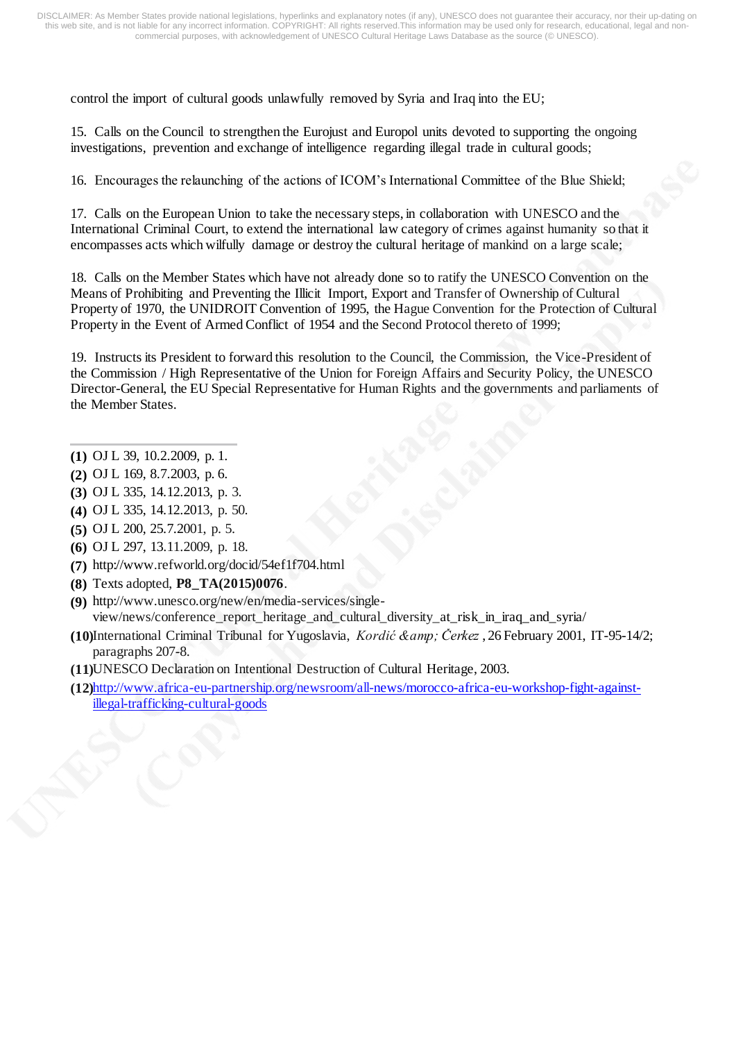control the import of cultural goods unlawfully removed by Syria and Iraq into the EU;

15. Calls on the Council to strengthen the Eurojust and Europol units devoted to supporting the ongoing investigations, prevention and exchange of intelligence regarding illegal trade in cultural goods;

16. Encourages the relaunching of the actions of ICOM's International Committee of the Blue Shield;

17. Calls on the European Union to take the necessary steps, in collaboration with UNESCO and the International Criminal Court, to extend the international law category of crimes against humanity so that it encompasses acts which wilfully damage or destroy the cultural heritage of mankind on a large scale;

18. Calls on the Member States which have not already done so to ratify the UNESCO Convention on the Means of Prohibiting and Preventing the Illicit Import, Export and Transfer of Ownership of Cultural Property of 1970, the UNIDROIT Convention of 1995, the Hague Convention for the Protection of Cultural Property in the Event of Armed Conflict of 1954 and the Second Protocol thereto of 1999;

19. Instructs its President to forward this resolution to the Council, the Commission, the Vice-President of the Commission / High Representative of the Union for Foreign Affairs and Security Policy, the UNESCO Director-General, the EU Special Representative for Human Rights and the governments and parliaments of the Member States.

---

**(1)** OJ L 39, 10.2.2009, p. 1.

**(2)** OJ L 169, 8.7.2003, p. 6.

**(3)** OJ L 335, 14.12.2013, p. 3.

**(4)** OJ L 335, 14.12.2013, p. 50.

**(5)** OJ L 200, 25.7.2001, p. 5.

**(6)** OJ L 297, 13.11.2009, p. 18.

**(7)** http://www.refworld.org/docid/54ef1f704.html

**(8)** Texts adopted, **P8_TA(2015)0076**.

**(9)** http://www.unesco.org/new/en/media-services/single-view/news/conference_report_heritage_and_cultural_diversity_at_risk_in_iraq_and_syria/

**(10)** International Criminal Tribunal for Yugoslavia, *Kordić &amp; Čerkez* , 26 February 2001, IT-95-14/2; paragraphs 207-8.

**(11)** UNESCO Declaration on Intentional Destruction of Cultural Heritage, 2003.

**(12)** http://www.africa-eu-partnership.org/newsroom/all-news/morocco-africa-eu-workshop-fight-against-illegal-trafficking-cultural-goods